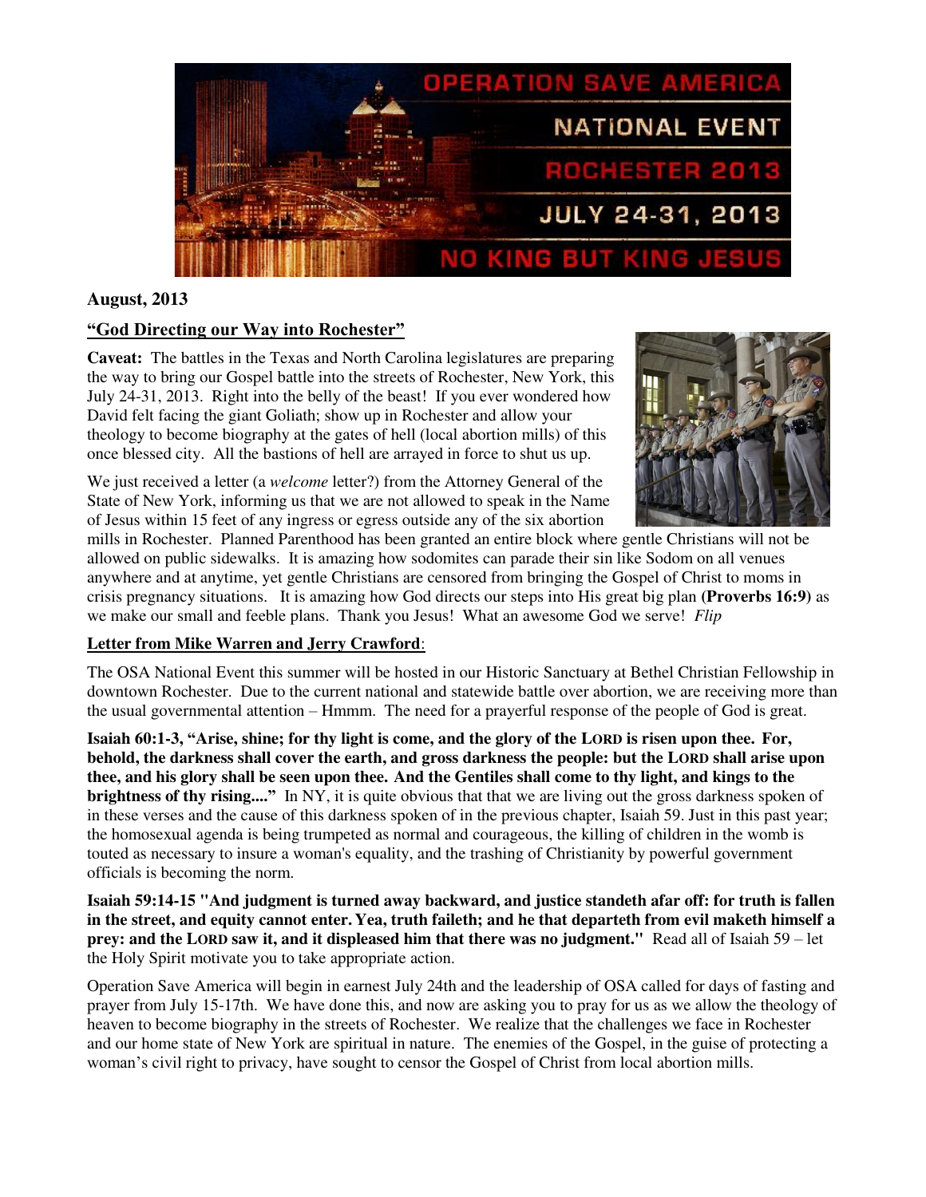OPERATION SAVE AMERICA

NATIONAL EVENT

ROCHESTER 2013

JULY 24-31, 2013

NO KING BUT KING JESUS

**August, 2013**

**"God Directing our Way into Rochester"**

**Caveat:** The battles in the Texas and North Carolina legislatures are preparing the way to bring our Gospel battle into the streets of Rochester, New York, this July 24-31, 2013. Right into the belly of the beast! If you ever wondered how David felt facing the giant Goliath; show up in Rochester and allow your theology to become biography at the gates of hell (local abortion mills) of this once blessed city. All the bastions of hell are arrayed in force to shut us up.

We just received a letter (a *welcome* letter?) from the Attorney General of the State of New York, informing us that we are not allowed to speak in the Name of Jesus within 15 feet of any ingress or egress outside any of the six abortion mills in Rochester. Planned Parenthood has been granted an entire block where gentle Christians will not be allowed on public sidewalks. It is amazing how sodomites can parade their sin like Sodom on all venues anywhere and at anytime, yet gentle Christians are censored from bringing the Gospel of Christ to moms in crisis pregnancy situations. It is amazing how God directs our steps into His great big plan **(Proverbs 16:9)** as we make our small and feeble plans. Thank you Jesus! What an awesome God we serve! *Flip*

**Letter from Mike Warren and Jerry Crawford**:

The OSA National Event this summer will be hosted in our Historic Sanctuary at Bethel Christian Fellowship in downtown Rochester. Due to the current national and statewide battle over abortion, we are receiving more than the usual governmental attention – Hmmm. The need for a prayerful response of the people of God is great.

**Isaiah 60:1-3, "Arise, shine; for thy light is come, and the glory of the LORD is risen upon thee. For, behold, the darkness shall cover the earth, and gross darkness the people: but the LORD shall arise upon thee, and his glory shall be seen upon thee. And the Gentiles shall come to thy light, and kings to the brightness of thy rising...."** In NY, it is quite obvious that that we are living out the gross darkness spoken of in these verses and the cause of this darkness spoken of in the previous chapter, Isaiah 59. Just in this past year; the homosexual agenda is being trumpeted as normal and courageous, the killing of children in the womb is touted as necessary to insure a woman's equality, and the trashing of Christianity by powerful government officials is becoming the norm.

**Isaiah 59:14-15 "And judgment is turned away backward, and justice standeth afar off: for truth is fallen in the street, and equity cannot enter. Yea, truth faileth; and he that departeth from evil maketh himself a prey: and the LORD saw it, and it displeased him that there was no judgment."** Read all of Isaiah 59 – let the Holy Spirit motivate you to take appropriate action.

Operation Save America will begin in earnest July 24th and the leadership of OSA called for days of fasting and prayer from July 15-17th. We have done this, and now are asking you to pray for us as we allow the theology of heaven to become biography in the streets of Rochester. We realize that the challenges we face in Rochester and our home state of New York are spiritual in nature. The enemies of the Gospel, in the guise of protecting a woman's civil right to privacy, have sought to censor the Gospel of Christ from local abortion mills.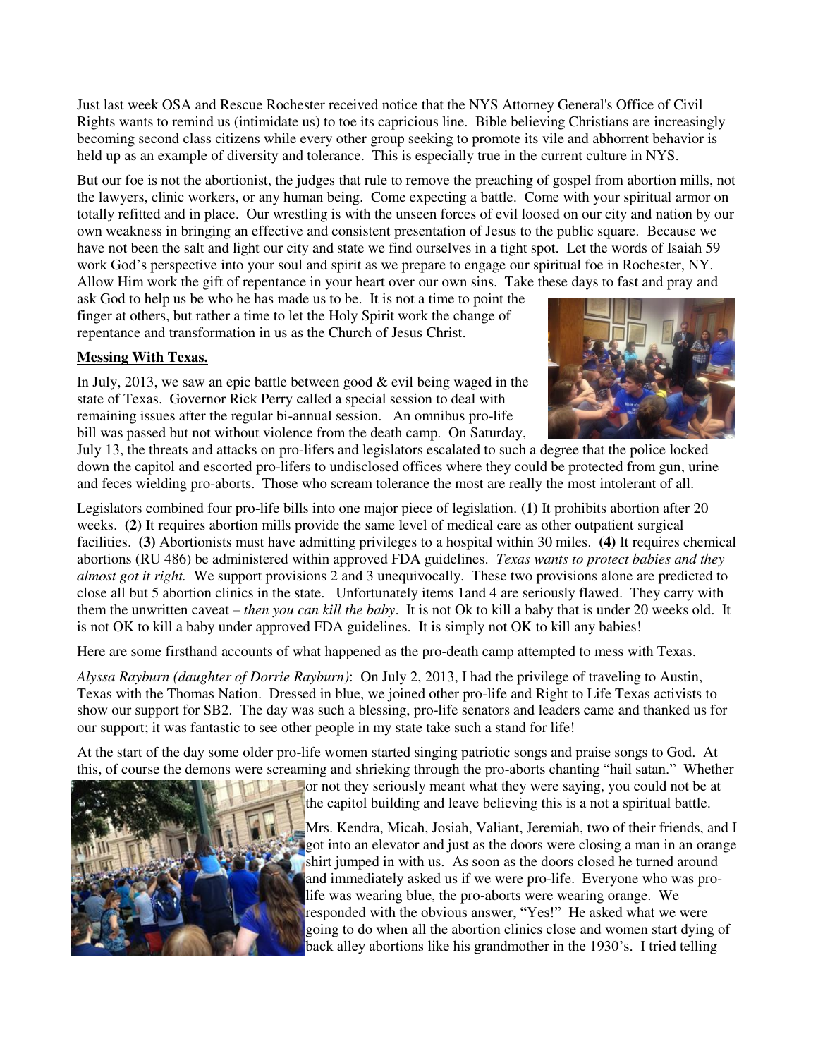Just last week OSA and Rescue Rochester received notice that the NYS Attorney General's Office of Civil Rights wants to remind us (intimidate us) to toe its capricious line. Bible believing Christians are increasingly becoming second class citizens while every other group seeking to promote its vile and abhorrent behavior is held up as an example of diversity and tolerance. This is especially true in the current culture in NYS.

But our foe is not the abortionist, the judges that rule to remove the preaching of gospel from abortion mills, not the lawyers, clinic workers, or any human being. Come expecting a battle. Come with your spiritual armor on totally refitted and in place. Our wrestling is with the unseen forces of evil loosed on our city and nation by our own weakness in bringing an effective and consistent presentation of Jesus to the public square. Because we have not been the salt and light our city and state we find ourselves in a tight spot. Let the words of Isaiah 59 work God's perspective into your soul and spirit as we prepare to engage our spiritual foe in Rochester, NY. Allow Him work the gift of repentance in your heart over our own sins. Take these days to fast and pray and ask God to help us be who he has made us to be. It is not a time to point the finger at others, but rather a time to let the Holy Spirit work the change of repentance and transformation in us as the Church of Jesus Christ.

**Messing With Texas.**

In July, 2013, we saw an epic battle between good & evil being waged in the state of Texas. Governor Rick Perry called a special session to deal with remaining issues after the regular bi-annual session. An omnibus pro-life bill was passed but not without violence from the death camp. On Saturday, July 13, the threats and attacks on pro-lifers and legislators escalated to such a degree that the police locked down the capitol and escorted pro-lifers to undisclosed offices where they could be protected from gun, urine and feces wielding pro-aborts. Those who scream tolerance the most are really the most intolerant of all.

Legislators combined four pro-life bills into one major piece of legislation. **(1)** It prohibits abortion after 20 weeks. **(2)** It requires abortion mills provide the same level of medical care as other outpatient surgical facilities. **(3)** Abortionists must have admitting privileges to a hospital within 30 miles. **(4)** It requires chemical abortions (RU 486) be administered within approved FDA guidelines. *Texas wants to protect babies and they almost got it right.* We support provisions 2 and 3 unequivocally. These two provisions alone are predicted to close all but 5 abortion clinics in the state. Unfortunately items 1and 4 are seriously flawed. They carry with them the unwritten caveat – *then you can kill the baby*. It is not Ok to kill a baby that is under 20 weeks old. It is not OK to kill a baby under approved FDA guidelines. It is simply not OK to kill any babies!

Here are some firsthand accounts of what happened as the pro-death camp attempted to mess with Texas.

*Alyssa Rayburn (daughter of Dorrie Rayburn)*: On July 2, 2013, I had the privilege of traveling to Austin, Texas with the Thomas Nation. Dressed in blue, we joined other pro-life and Right to Life Texas activists to show our support for SB2. The day was such a blessing, pro-life senators and leaders came and thanked us for our support; it was fantastic to see other people in my state take such a stand for life!

At the start of the day some older pro-life women started singing patriotic songs and praise songs to God. At this, of course the demons were screaming and shrieking through the pro-aborts chanting "hail satan." Whether or not they seriously meant what they were saying, you could not be at the capitol building and leave believing this is a not a spiritual battle.

Mrs. Kendra, Micah, Josiah, Valiant, Jeremiah, two of their friends, and I got into an elevator and just as the doors were closing a man in an orange shirt jumped in with us. As soon as the doors closed he turned around and immediately asked us if we were pro-life. Everyone who was pro-life was wearing blue, the pro-aborts were wearing orange. We responded with the obvious answer, "Yes!" He asked what we were going to do when all the abortion clinics close and women start dying of back alley abortions like his grandmother in the 1930's. I tried telling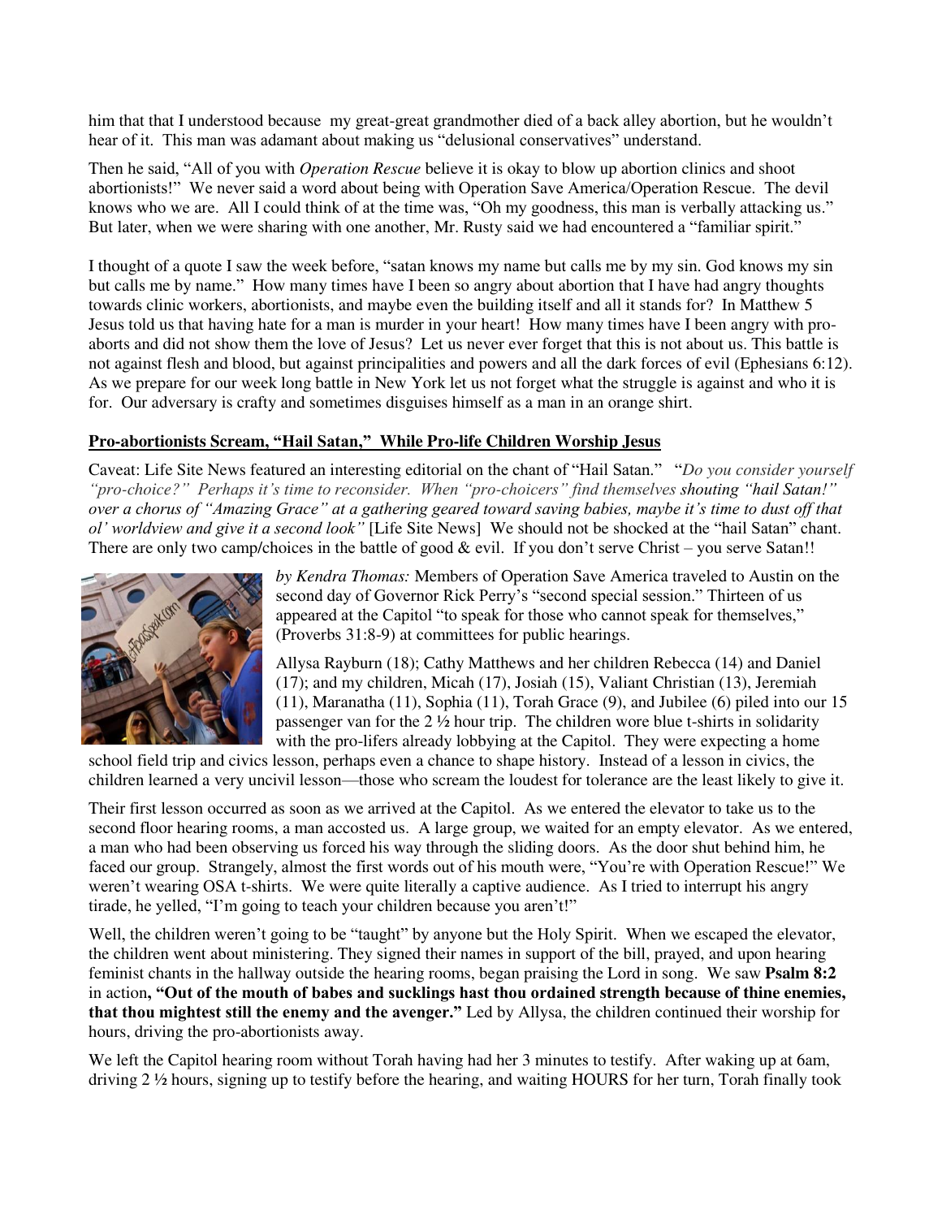him that that I understood because my great-great grandmother died of a back alley abortion, but he wouldn't hear of it. This man was adamant about making us "delusional conservatives" understand.

Then he said, "All of you with *Operation Rescue* believe it is okay to blow up abortion clinics and shoot abortionists!" We never said a word about being with Operation Save America/Operation Rescue. The devil knows who we are. All I could think of at the time was, "Oh my goodness, this man is verbally attacking us." But later, when we were sharing with one another, Mr. Rusty said we had encountered a "familiar spirit."

I thought of a quote I saw the week before, "satan knows my name but calls me by my sin. God knows my sin but calls me by name." How many times have I been so angry about abortion that I have had angry thoughts towards clinic workers, abortionists, and maybe even the building itself and all it stands for? In Matthew 5 Jesus told us that having hate for a man is murder in your heart! How many times have I been angry with pro-aborts and did not show them the love of Jesus? Let us never ever forget that this is not about us. This battle is not against flesh and blood, but against principalities and powers and all the dark forces of evil (Ephesians 6:12). As we prepare for our week long battle in New York let us not forget what the struggle is against and who it is for. Our adversary is crafty and sometimes disguises himself as a man in an orange shirt.

**Pro-abortionists Scream, "Hail Satan," While Pro-life Children Worship Jesus**

Caveat: Life Site News featured an interesting editorial on the chant of "Hail Satan." "*Do you consider yourself "pro-choice?" Perhaps it's time to reconsider. When "pro-choicers" find themselves* ***shouting "hail Satan!"*** *over a chorus of "Amazing Grace" at a gathering geared toward saving babies, maybe it's time to dust off that ol' worldview and give it a second look"* [Life Site News] We should not be shocked at the "hail Satan" chant. There are only two camp/choices in the battle of good & evil. If you don't serve Christ – you serve Satan!!

*by Kendra Thomas:* Members of Operation Save America traveled to Austin on the second day of Governor Rick Perry's "second special session." Thirteen of us appeared at the Capitol "to speak for those who cannot speak for themselves," (Proverbs 31:8-9) at committees for public hearings.

Allysa Rayburn (18); Cathy Matthews and her children Rebecca (14) and Daniel (17); and my children, Micah (17), Josiah (15), Valiant Christian (13), Jeremiah (11), Maranatha (11), Sophia (11), Torah Grace (9), and Jubilee (6) piled into our 15 passenger van for the 2 ½ hour trip. The children wore blue t-shirts in solidarity with the pro-lifers already lobbying at the Capitol. They were expecting a home school field trip and civics lesson, perhaps even a chance to shape history. Instead of a lesson in civics, the children learned a very uncivil lesson—those who scream the loudest for tolerance are the least likely to give it.

Their first lesson occurred as soon as we arrived at the Capitol. As we entered the elevator to take us to the second floor hearing rooms, a man accosted us. A large group, we waited for an empty elevator. As we entered, a man who had been observing us forced his way through the sliding doors. As the door shut behind him, he faced our group. Strangely, almost the first words out of his mouth were, "You're with Operation Rescue!" We weren't wearing OSA t-shirts. We were quite literally a captive audience. As I tried to interrupt his angry tirade, he yelled, "I'm going to teach your children because you aren't!"

Well, the children weren't going to be "taught" by anyone but the Holy Spirit. When we escaped the elevator, the children went about ministering. They signed their names in support of the bill, prayed, and upon hearing feminist chants in the hallway outside the hearing rooms, began praising the Lord in song. We saw **Psalm 8:2** in action**, "Out of the mouth of babes and sucklings hast thou ordained strength because of thine enemies, that thou mightest still the enemy and the avenger."** Led by Allysa, the children continued their worship for hours, driving the pro-abortionists away.

We left the Capitol hearing room without Torah having had her 3 minutes to testify. After waking up at 6am, driving 2 ½ hours, signing up to testify before the hearing, and waiting HOURS for her turn, Torah finally took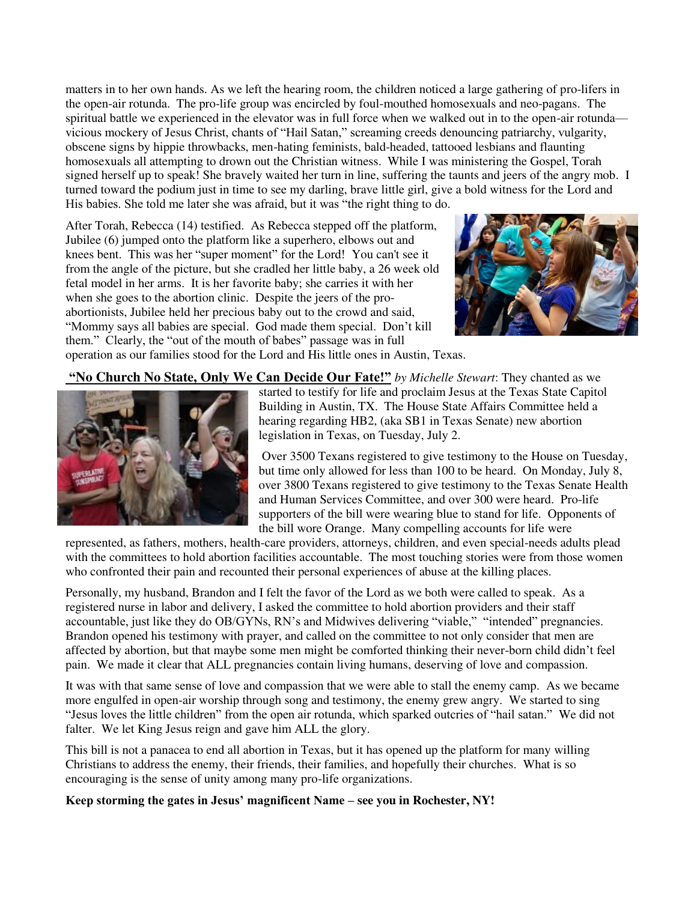matters in to her own hands. As we left the hearing room, the children noticed a large gathering of pro-lifers in the open-air rotunda. The pro-life group was encircled by foul-mouthed homosexuals and neo-pagans. The spiritual battle we experienced in the elevator was in full force when we walked out in to the open-air rotunda—vicious mockery of Jesus Christ, chants of "Hail Satan," screaming creeds denouncing patriarchy, vulgarity, obscene signs by hippie throwbacks, men-hating feminists, bald-headed, tattooed lesbians and flaunting homosexuals all attempting to drown out the Christian witness. While I was ministering the Gospel, Torah signed herself up to speak! She bravely waited her turn in line, suffering the taunts and jeers of the angry mob. I turned toward the podium just in time to see my darling, brave little girl, give a bold witness for the Lord and His babies. She told me later she was afraid, but it was "the right thing to do.

After Torah, Rebecca (14) testified. As Rebecca stepped off the platform, Jubilee (6) jumped onto the platform like a superhero, elbows out and knees bent. This was her "super moment" for the Lord! You can't see it from the angle of the picture, but she cradled her little baby, a 26 week old fetal model in her arms. It is her favorite baby; she carries it with her when she goes to the abortion clinic. Despite the jeers of the pro-abortionists, Jubilee held her precious baby out to the crowd and said, "Mommy says all babies are special. God made them special. Don't kill them." Clearly, the "out of the mouth of babes" passage was in full operation as our families stood for the Lord and His little ones in Austin, Texas.

**"No Church No State, Only We Can Decide Our Fate!"** *by Michelle Stewart*: They chanted as we started to testify for life and proclaim Jesus at the Texas State Capitol Building in Austin, TX. The House State Affairs Committee held a hearing regarding HB2, (aka SB1 in Texas Senate) new abortion legislation in Texas, on Tuesday, July 2.

Over 3500 Texans registered to give testimony to the House on Tuesday, but time only allowed for less than 100 to be heard. On Monday, July 8, over 3800 Texans registered to give testimony to the Texas Senate Health and Human Services Committee, and over 300 were heard. Pro-life supporters of the bill were wearing blue to stand for life. Opponents of the bill wore Orange. Many compelling accounts for life were represented, as fathers, mothers, health-care providers, attorneys, children, and even special-needs adults plead with the committees to hold abortion facilities accountable. The most touching stories were from those women who confronted their pain and recounted their personal experiences of abuse at the killing places.

Personally, my husband, Brandon and I felt the favor of the Lord as we both were called to speak. As a registered nurse in labor and delivery, I asked the committee to hold abortion providers and their staff accountable, just like they do OB/GYNs, RN's and Midwives delivering "viable," "intended" pregnancies. Brandon opened his testimony with prayer, and called on the committee to not only consider that men are affected by abortion, but that maybe some men might be comforted thinking their never-born child didn't feel pain. We made it clear that ALL pregnancies contain living humans, deserving of love and compassion.

It was with that same sense of love and compassion that we were able to stall the enemy camp. As we became more engulfed in open-air worship through song and testimony, the enemy grew angry. We started to sing "Jesus loves the little children" from the open air rotunda, which sparked outcries of "hail satan." We did not falter. We let King Jesus reign and gave him ALL the glory.

This bill is not a panacea to end all abortion in Texas, but it has opened up the platform for many willing Christians to address the enemy, their friends, their families, and hopefully their churches. What is so encouraging is the sense of unity among many pro-life organizations.

**Keep storming the gates in Jesus' magnificent Name – see you in Rochester, NY!**